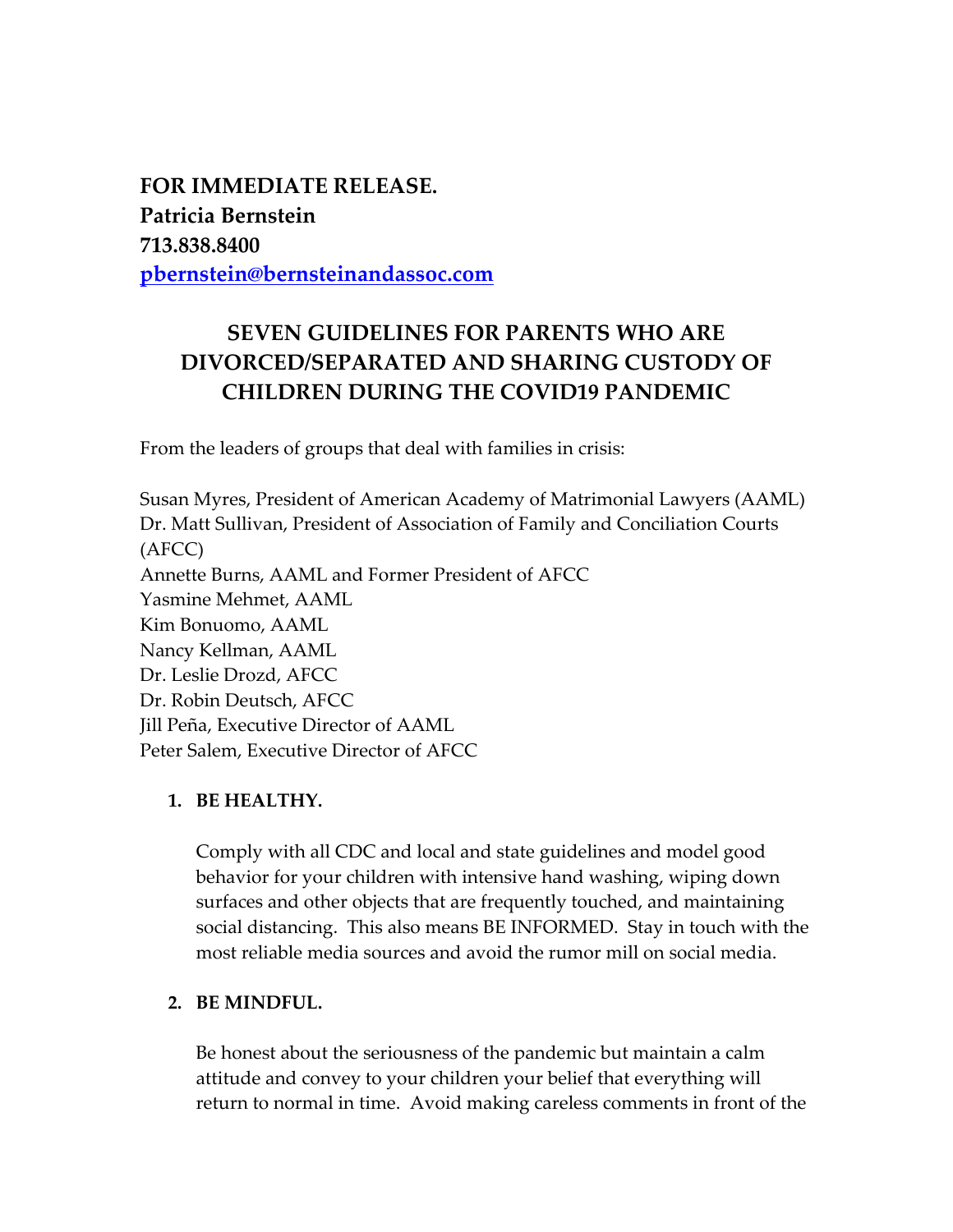**FOR IMMEDIATE RELEASE.**
**Patricia Bernstein**
**713.838.8400**
**[pbernstein@bernsteinandassoc.com](mailto:pbernstein@bernsteinandassoc.com)**

# SEVEN GUIDELINES FOR PARENTS WHO ARE DIVORCED/SEPARATED AND SHARING CUSTODY OF CHILDREN DURING THE COVID19 PANDEMIC

From the leaders of groups that deal with families in crisis:

Susan Myres, President of American Academy of Matrimonial Lawyers (AAML)
Dr. Matt Sullivan, President of Association of Family and Conciliation Courts (AFCC)
Annette Burns, AAML and Former President of AFCC
Yasmine Mehmet, AAML
Kim Bonuomo, AAML
Nancy Kellman, AAML
Dr. Leslie Drozd, AFCC
Dr. Robin Deutsch, AFCC
Jill Peña, Executive Director of AAML
Peter Salem, Executive Director of AFCC

1. **BE HEALTHY.**

   Comply with all CDC and local and state guidelines and model good behavior for your children with intensive hand washing, wiping down surfaces and other objects that are frequently touched, and maintaining social distancing. This also means BE INFORMED. Stay in touch with the most reliable media sources and avoid the rumor mill on social media.

2. **BE MINDFUL.**

   Be honest about the seriousness of the pandemic but maintain a calm attitude and convey to your children your belief that everything will return to normal in time. Avoid making careless comments in front of the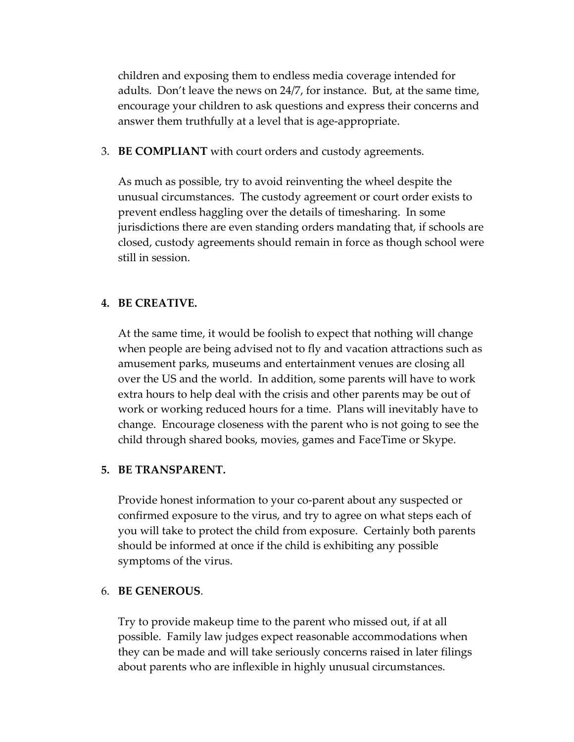children and exposing them to endless media coverage intended for adults. Don't leave the news on 24/7, for instance. But, at the same time, encourage your children to ask questions and express their concerns and answer them truthfully at a level that is age-appropriate.

3. **BE COMPLIANT** with court orders and custody agreements.

   As much as possible, try to avoid reinventing the wheel despite the unusual circumstances. The custody agreement or court order exists to prevent endless haggling over the details of timesharing. In some jurisdictions there are even standing orders mandating that, if schools are closed, custody agreements should remain in force as though school were still in session.

4. **BE CREATIVE.**

   At the same time, it would be foolish to expect that nothing will change when people are being advised not to fly and vacation attractions such as amusement parks, museums and entertainment venues are closing all over the US and the world. In addition, some parents will have to work extra hours to help deal with the crisis and other parents may be out of work or working reduced hours for a time. Plans will inevitably have to change. Encourage closeness with the parent who is not going to see the child through shared books, movies, games and FaceTime or Skype.

5. **BE TRANSPARENT.**

   Provide honest information to your co-parent about any suspected or confirmed exposure to the virus, and try to agree on what steps each of you will take to protect the child from exposure. Certainly both parents should be informed at once if the child is exhibiting any possible symptoms of the virus.

6. **BE GENEROUS**.

   Try to provide makeup time to the parent who missed out, if at all possible. Family law judges expect reasonable accommodations when they can be made and will take seriously concerns raised in later filings about parents who are inflexible in highly unusual circumstances.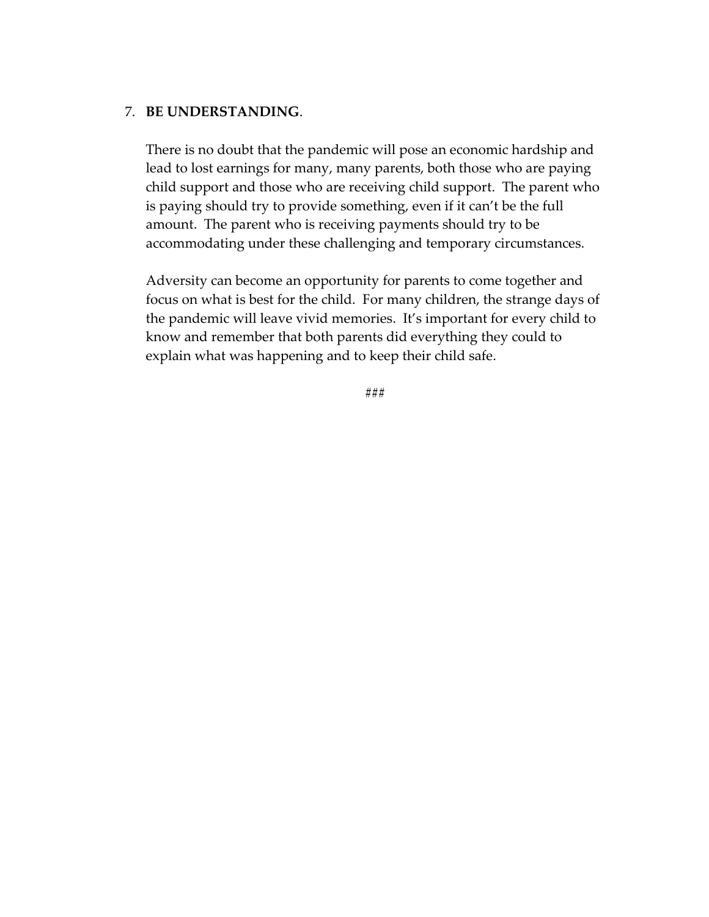7. **BE UNDERSTANDING**.

   There is no doubt that the pandemic will pose an economic hardship and lead to lost earnings for many, many parents, both those who are paying child support and those who are receiving child support. The parent who is paying should try to provide something, even if it can't be the full amount. The parent who is receiving payments should try to be accommodating under these challenging and temporary circumstances.

   Adversity can become an opportunity for parents to come together and focus on what is best for the child. For many children, the strange days of the pandemic will leave vivid memories. It's important for every child to know and remember that both parents did everything they could to explain what was happening and to keep their child safe.

###